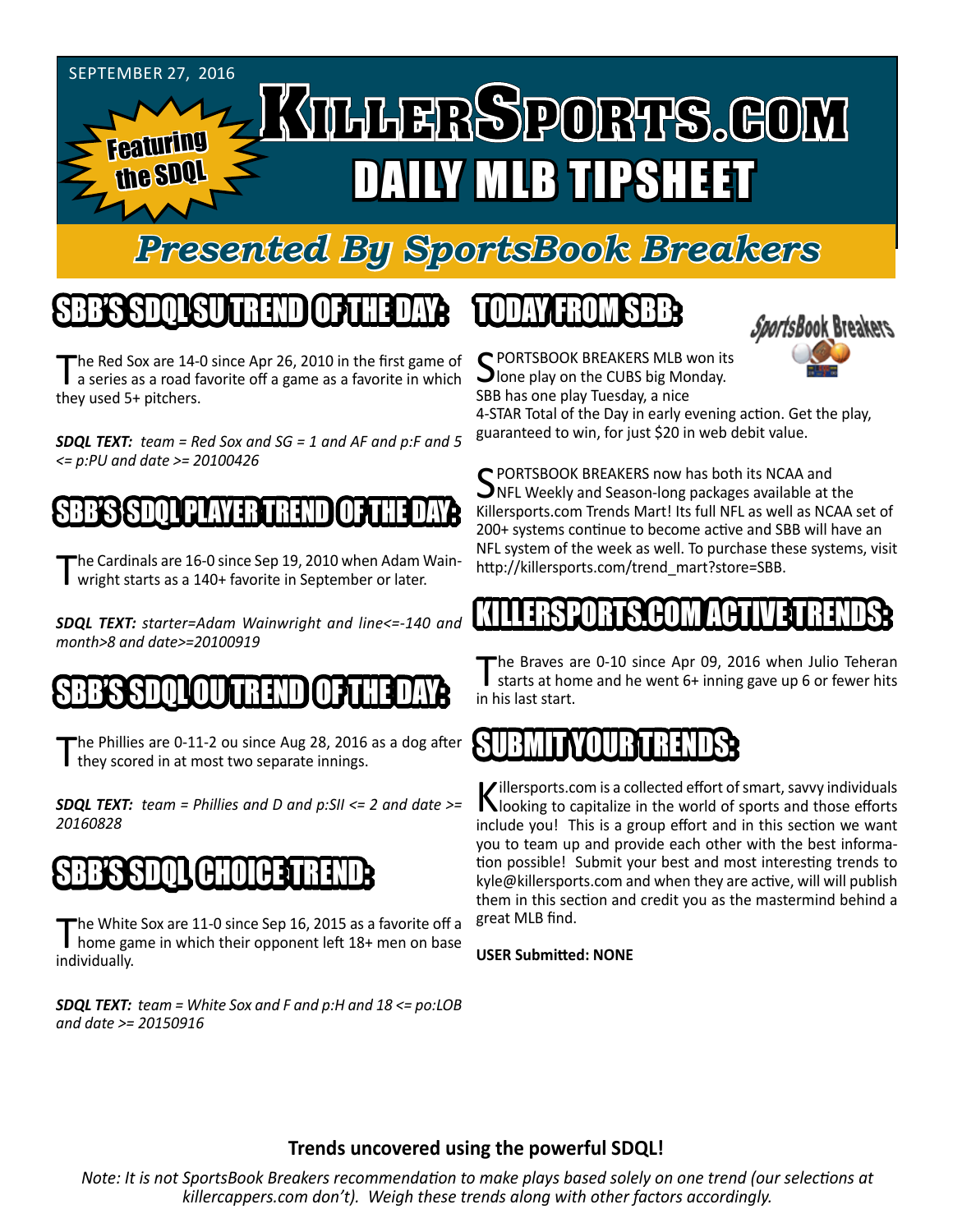SEPTEMBER 27, 2016

Featuring the SDQL

# KILLERSPORTS.COM DAILY MLB TIPSHEET

## Presented By SportsBook Breakers

## SBB'S SDQL SU TREND OF THE DAY:

The Red Sox are 14-0 since Apr 26, 2010 in the first game of a series as a road favorite off a game as a favorite in which they used 5+ pitchers.

***SDQL TEXT:*** *team = Red Sox and SG = 1 and AF and p:F and 5 <= p:PU and date >= 20100426*

## SBB'S SDQL PLAYER TREND OF THE DAY:

The Cardinals are 16-0 since Sep 19, 2010 when Adam Wainwright starts as a 140+ favorite in September or later.

***SDQL TEXT:*** *starter=Adam Wainwright and line<=-140 and month>8 and date>=20100919*

## SBB'S SDQL OU TREND OF THE DAY:

The Phillies are 0-11-2 ou since Aug 28, 2016 as a dog after they scored in at most two separate innings.

***SDQL TEXT:*** *team = Phillies and D and p:SII <= 2 and date >= 20160828*

## SBB'S SDQL CHOICE TREND:

The White Sox are 11-0 since Sep 16, 2015 as a favorite off a home game in which their opponent left 18+ men on base individually.

***SDQL TEXT:*** *team = White Sox and F and p:H and 18 <= po:LOB and date >= 20150916*

## TODAY FROM SBB:

SPORTSBOOK BREAKERS MLB won its lone play on the CUBS big Monday. SBB has one play Tuesday, a nice 4-STAR Total of the Day in early evening action. Get the play, guaranteed to win, for just $20 in web debit value.

SPORTSBOOK BREAKERS now has both its NCAA and NFL Weekly and Season-long packages available at the Killersports.com Trends Mart! Its full NFL as well as NCAA set of 200+ systems continue to become active and SBB will have an NFL system of the week as well. To purchase these systems, visit http://killersports.com/trend_mart?store=SBB.

## KILLERSPORTS.COM ACTIVE TRENDS:

The Braves are 0-10 since Apr 09, 2016 when Julio Teheran starts at home and he went 6+ inning gave up 6 or fewer hits in his last start.

## SUBMIT YOUR TRENDS:

Killersports.com is a collected effort of smart, savvy individuals looking to capitalize in the world of sports and those efforts include you! This is a group effort and in this section we want you to team up and provide each other with the best information possible! Submit your best and most interesting trends to kyle@killersports.com and when they are active, will will publish them in this section and credit you as the mastermind behind a great MLB find.

**USER Submitted: NONE**

**Trends uncovered using the powerful SDQL!**

*Note: It is not SportsBook Breakers recommendation to make plays based solely on one trend (our selections at killercappers.com don't). Weigh these trends along with other factors accordingly.*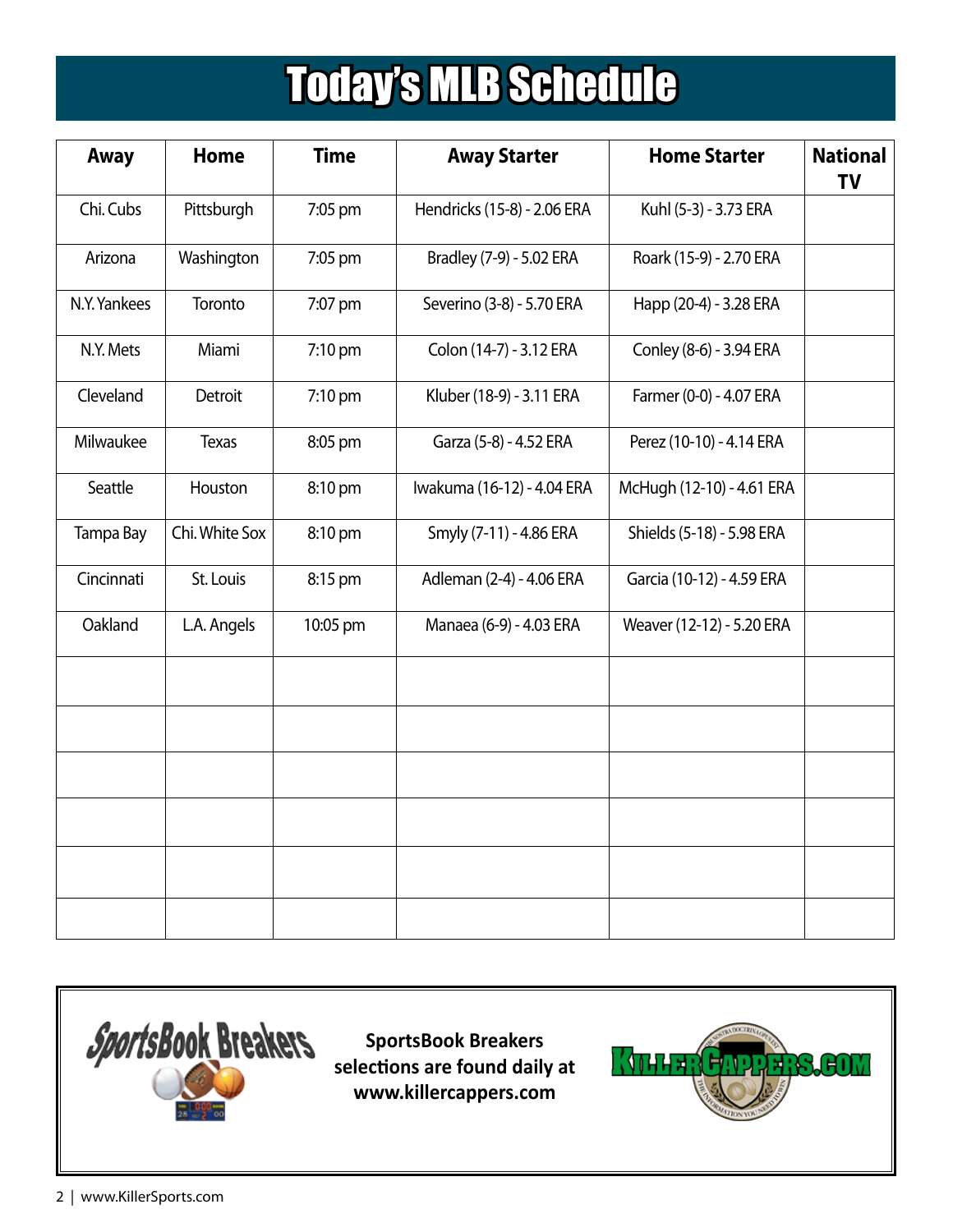# Today's MLB Schedule

| Away | Home | Time | Away Starter | Home Starter | National TV |
|---|---|---|---|---|---|
| Chi. Cubs | Pittsburgh | 7:05 pm | Hendricks (15-8) - 2.06 ERA | Kuhl (5-3) - 3.73 ERA | |
| Arizona | Washington | 7:05 pm | Bradley (7-9) - 5.02 ERA | Roark (15-9) - 2.70 ERA | |
| N.Y. Yankees | Toronto | 7:07 pm | Severino (3-8) - 5.70 ERA | Happ (20-4) - 3.28 ERA | |
| N.Y. Mets | Miami | 7:10 pm | Colon (14-7) - 3.12 ERA | Conley (8-6) - 3.94 ERA | |
| Cleveland | Detroit | 7:10 pm | Kluber (18-9) - 3.11 ERA | Farmer (0-0) - 4.07 ERA | |
| Milwaukee | Texas | 8:05 pm | Garza (5-8) - 4.52 ERA | Perez (10-10) - 4.14 ERA | |
| Seattle | Houston | 8:10 pm | Iwakuma (16-12) - 4.04 ERA | McHugh (12-10) - 4.61 ERA | |
| Tampa Bay | Chi. White Sox | 8:10 pm | Smyly (7-11) - 4.86 ERA | Shields (5-18) - 5.98 ERA | |
| Cincinnati | St. Louis | 8:15 pm | Adleman (2-4) - 4.06 ERA | Garcia (10-12) - 4.59 ERA | |
| Oakland | L.A. Angels | 10:05 pm | Manaea (6-9) - 4.03 ERA | Weaver (12-12) - 5.20 ERA | |
| | | | | | |
| | | | | | |
| | | | | | |
| | | | | | |
| | | | | | |
| | | | | | |

SportsBook Breakers

**SportsBook Breakers selections are found daily at www.killercappers.com**

KillerCappers.com